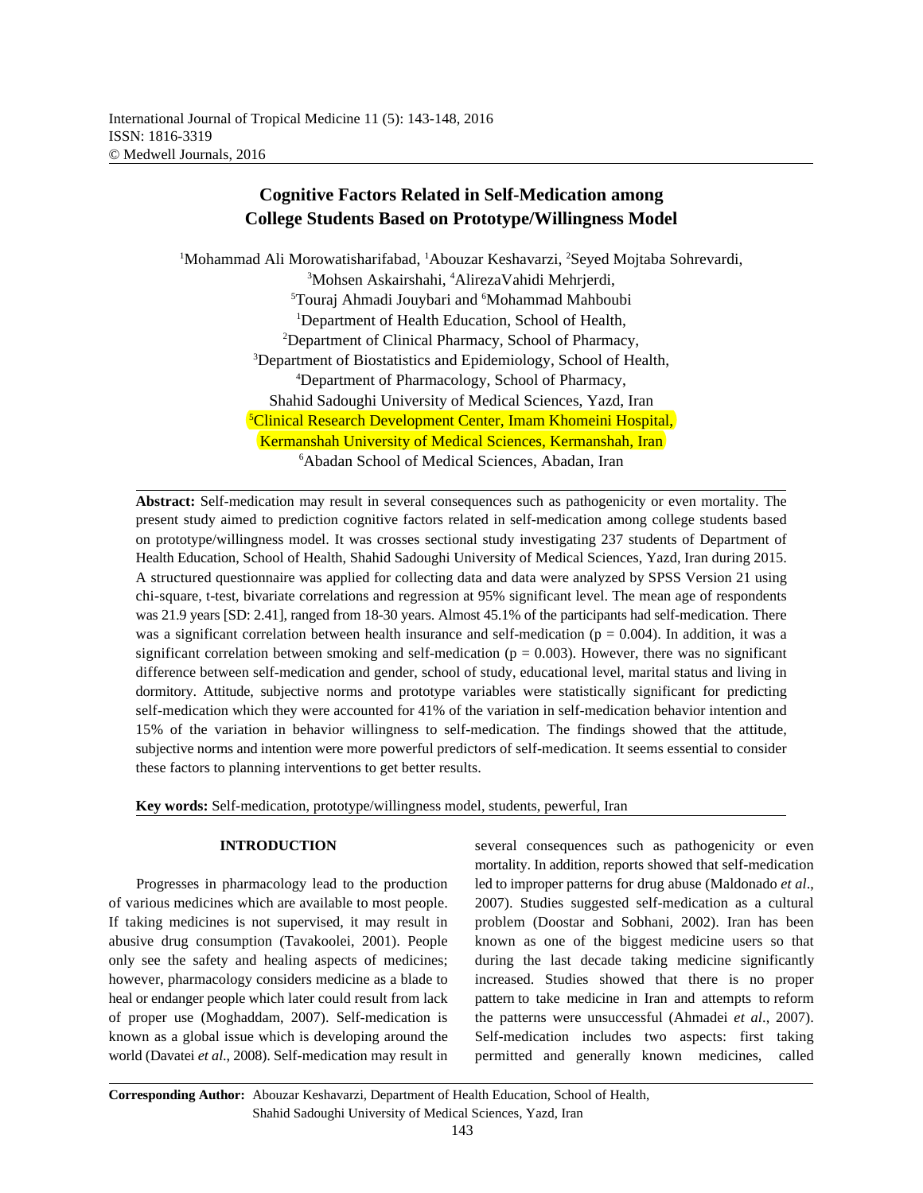International Journal of Tropical Medicine 11 (5): 143-148, 2016
ISSN: 1816-3319
© Medwell Journals, 2016

# Cognitive Factors Related in Self-Medication among College Students Based on Prototype/Willingness Model

[1]Mohammad Ali Morowatisharifabad, [1]Abouzar Keshavarzi, [2]Seyed Mojtaba Sohrevardi, [3]Mohsen Askairshahi, [4]AlirezaVahidi Mehrjerdi, [5]Touraj Ahmadi Jouybari and [6]Mohammad Mahboubi

[1]Department of Health Education, School of Health,
[2]Department of Clinical Pharmacy, School of Pharmacy,
[3]Department of Biostatistics and Epidemiology, School of Health,
[4]Department of Pharmacology, School of Pharmacy,
Shahid Sadoughi University of Medical Sciences, Yazd, Iran
[5]Clinical Research Development Center, Imam Khomeini Hospital, Kermanshah University of Medical Sciences, Kermanshah, Iran
[6]Abadan School of Medical Sciences, Abadan, Iran

**Abstract:** Self-medication may result in several consequences such as pathogenicity or even mortality. The present study aimed to prediction cognitive factors related in self-medication among college students based on prototype/willingness model. It was crosses sectional study investigating 237 students of Department of Health Education, School of Health, Shahid Sadoughi University of Medical Sciences, Yazd, Iran during 2015. A structured questionnaire was applied for collecting data and data were analyzed by SPSS Version 21 using chi-square, t-test, bivariate correlations and regression at 95% significant level. The mean age of respondents was 21.9 years [SD: 2.41], ranged from 18-30 years. Almost 45.1% of the participants had self-medication. There was a significant correlation between health insurance and self-medication ($p = 0.004$). In addition, it was a significant correlation between smoking and self-medication ($p = 0.003$). However, there was no significant difference between self-medication and gender, school of study, educational level, marital status and living in dormitory. Attitude, subjective norms and prototype variables were statistically significant for predicting self-medication which they were accounted for 41% of the variation in self-medication behavior intention and 15% of the variation in behavior willingness to self-medication. The findings showed that the attitude, subjective norms and intention were more powerful predictors of self-medication. It seems essential to consider these factors to planning interventions to get better results.

**Key words:** Self-medication, prototype/willingness model, students, pewerful, Iran

## INTRODUCTION

Progresses in pharmacology lead to the production of various medicines which are available to most people. If taking medicines is not supervised, it may result in abusive drug consumption (Tavakoolei, 2001). People only see the safety and healing aspects of medicines; however, pharmacology considers medicine as a blade to heal or endanger people which later could result from lack of proper use (Moghaddam, 2007). Self-medication is known as a global issue which is developing around the world (Davatei *et al*., 2008). Self-medication may result in several consequences such as pathogenicity or even mortality. In addition, reports showed that self-medication led to improper patterns for drug abuse (Maldonado *et al*., 2007). Studies suggested self-medication as a cultural problem (Doostar and Sobhani, 2002). Iran has been known as one of the biggest medicine users so that during the last decade taking medicine significantly increased. Studies showed that there is no proper pattern to take medicine in Iran and attempts to reform the patterns were unsuccessful (Ahmadei *et al*., 2007). Self-medication includes two aspects: first taking permitted and generally known medicines, called

**Corresponding Author:** Abouzar Keshavarzi, Department of Health Education, School of Health, Shahid Sadoughi University of Medical Sciences, Yazd, Iran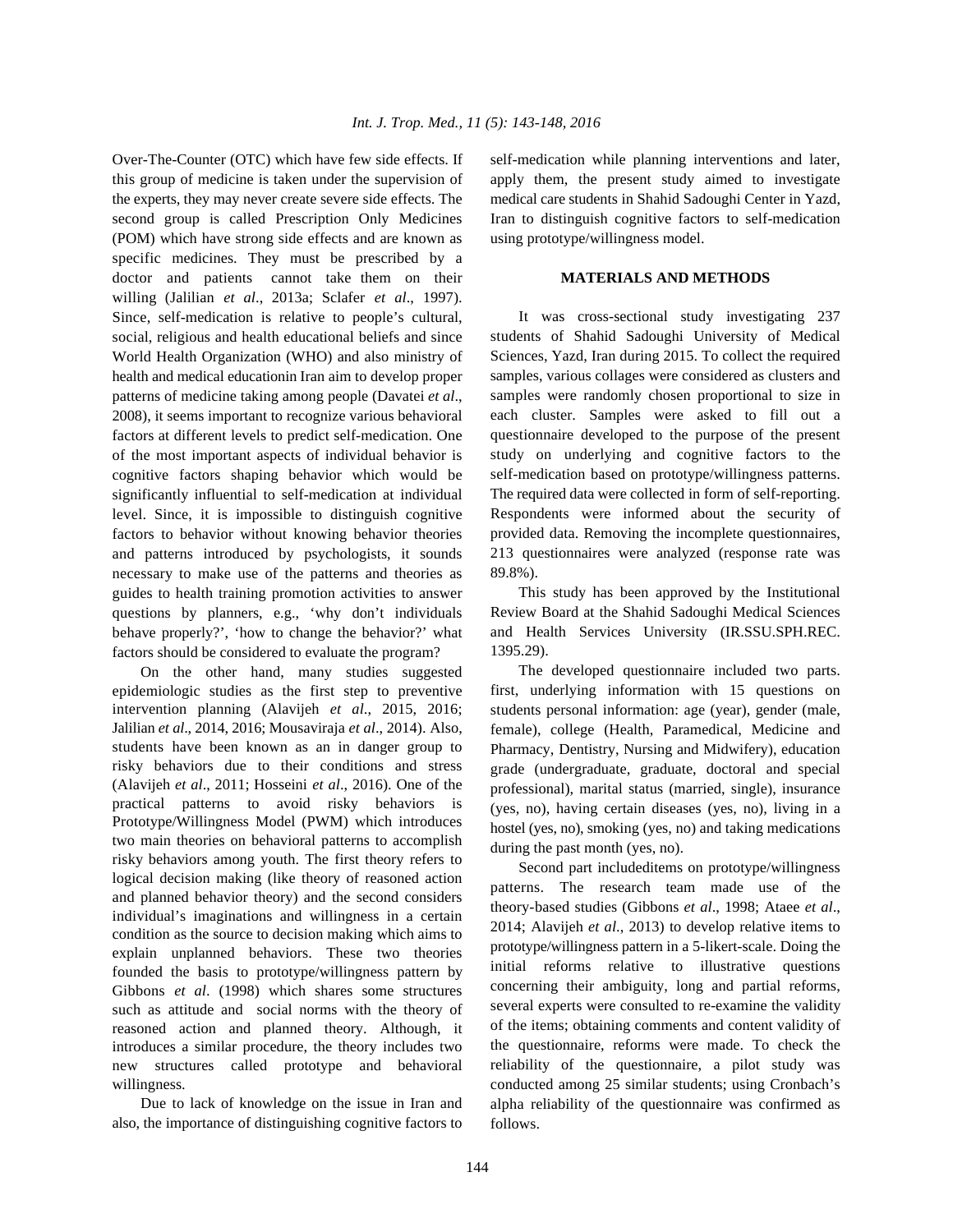Over-The-Counter (OTC) which have few side effects. If this group of medicine is taken under the supervision of the experts, they may never create severe side effects. The second group is called Prescription Only Medicines (POM) which have strong side effects and are known as specific medicines. They must be prescribed by a doctor and patients cannot take them on their willing (Jalilian *et al*., 2013a; Sclafer *et al*., 1997). Since, self-medication is relative to people's cultural, social, religious and health educational beliefs and since World Health Organization (WHO) and also ministry of health and medical educationin Iran aim to develop proper patterns of medicine taking among people (Davatei *et al*., 2008), it seems important to recognize various behavioral factors at different levels to predict self-medication. One of the most important aspects of individual behavior is cognitive factors shaping behavior which would be significantly influential to self-medication at individual level. Since, it is impossible to distinguish cognitive factors to behavior without knowing behavior theories and patterns introduced by psychologists, it sounds necessary to make use of the patterns and theories as guides to health training promotion activities to answer questions by planners, e.g., 'why don't individuals behave properly?', 'how to change the behavior?' what factors should be considered to evaluate the program?

On the other hand, many studies suggested epidemiologic studies as the first step to preventive intervention planning (Alavijeh *et al*., 2015, 2016; Jalilian *et al*., 2014, 2016; Mousaviraja *et al*., 2014). Also, students have been known as an in danger group to risky behaviors due to their conditions and stress (Alavijeh *et al*., 2011; Hosseini *et al*., 2016). One of the practical patterns to avoid risky behaviors is Prototype/Willingness Model (PWM) which introduces two main theories on behavioral patterns to accomplish risky behaviors among youth. The first theory refers to logical decision making (like theory of reasoned action and planned behavior theory) and the second considers individual's imaginations and willingness in a certain condition as the source to decision making which aims to explain unplanned behaviors. These two theories founded the basis to prototype/willingness pattern by Gibbons *et al*. (1998) which shares some structures such as attitude and social norms with the theory of reasoned action and planned theory. Although, it introduces a similar procedure, the theory includes two new structures called prototype and behavioral willingness.

Due to lack of knowledge on the issue in Iran and also, the importance of distinguishing cognitive factors to self-medication while planning interventions and later, apply them, the present study aimed to investigate medical care students in Shahid Sadoughi Center in Yazd, Iran to distinguish cognitive factors to self-medication using prototype/willingness model.

## MATERIALS AND METHODS

It was cross-sectional study investigating 237 students of Shahid Sadoughi University of Medical Sciences, Yazd, Iran during 2015. To collect the required samples, various collages were considered as clusters and samples were randomly chosen proportional to size in each cluster. Samples were asked to fill out a questionnaire developed to the purpose of the present study on underlying and cognitive factors to the self-medication based on prototype/willingness patterns. The required data were collected in form of self-reporting. Respondents were informed about the security of provided data. Removing the incomplete questionnaires, 213 questionnaires were analyzed (response rate was 89.8%).

This study has been approved by the Institutional Review Board at the Shahid Sadoughi Medical Sciences and Health Services University (IR.SSU.SPH.REC. 1395.29).

The developed questionnaire included two parts. first, underlying information with 15 questions on students personal information: age (year), gender (male, female), college (Health, Paramedical, Medicine and Pharmacy, Dentistry, Nursing and Midwifery), education grade (undergraduate, graduate, doctoral and special professional), marital status (married, single), insurance (yes, no), having certain diseases (yes, no), living in a hostel (yes, no), smoking (yes, no) and taking medications during the past month (yes, no).

Second part includeditems on prototype/willingness patterns. The research team made use of the theory-based studies (Gibbons *et al*., 1998; Ataee *et al*., 2014; Alavijeh *et al*., 2013) to develop relative items to prototype/willingness pattern in a 5-likert-scale. Doing the initial reforms relative to illustrative questions concerning their ambiguity, long and partial reforms, several experts were consulted to re-examine the validity of the items; obtaining comments and content validity of the questionnaire, reforms were made. To check the reliability of the questionnaire, a pilot study was conducted among 25 similar students; using Cronbach's alpha reliability of the questionnaire was confirmed as follows.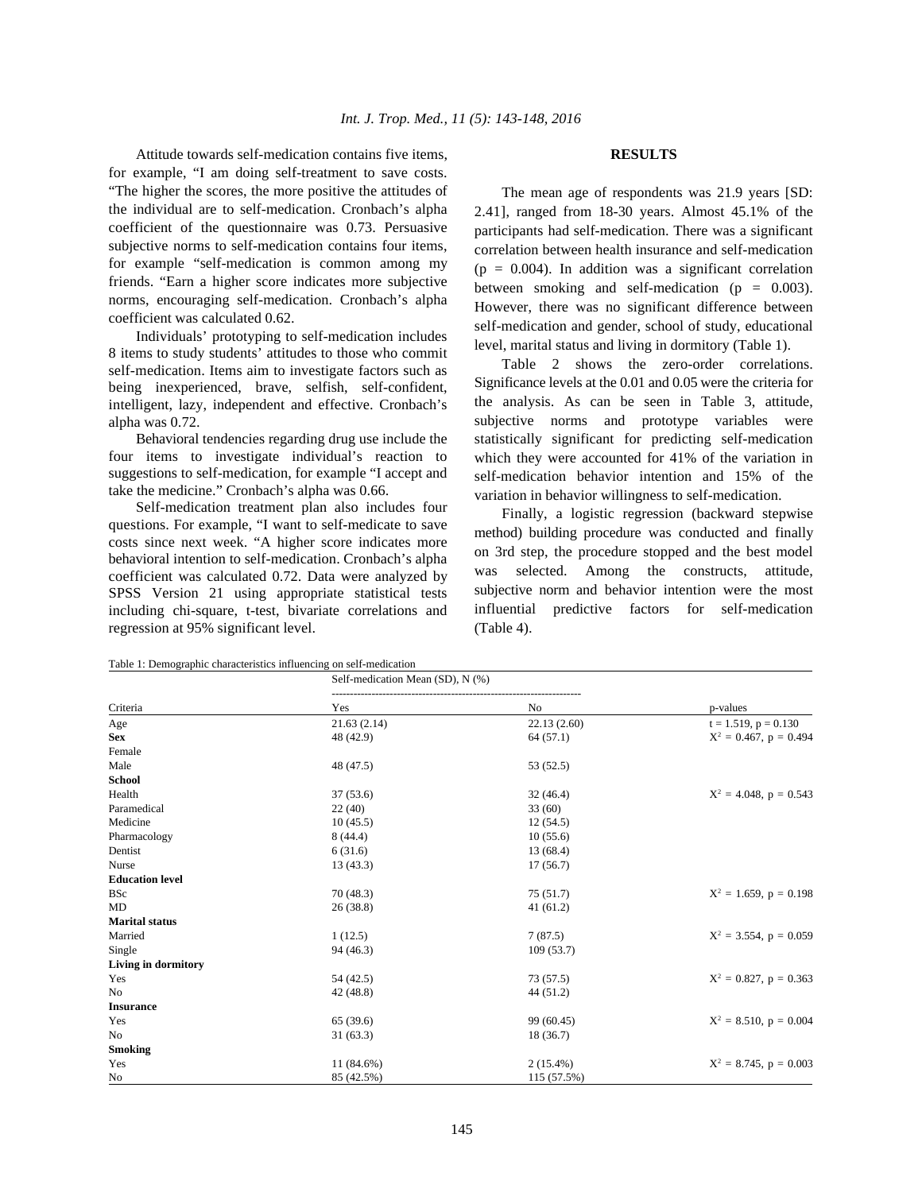Attitude towards self-medication contains five items, for example, "I am doing self-treatment to save costs. "The higher the scores, the more positive the attitudes of the individual are to self-medication. Cronbach's alpha coefficient of the questionnaire was 0.73. Persuasive subjective norms to self-medication contains four items, for example "self-medication is common among my friends. "Earn a higher score indicates more subjective norms, encouraging self-medication. Cronbach's alpha coefficient was calculated 0.62.

Individuals' prototyping to self-medication includes 8 items to study students' attitudes to those who commit self-medication. Items aim to investigate factors such as being inexperienced, brave, selfish, self-confident, intelligent, lazy, independent and effective. Cronbach's alpha was 0.72.

Behavioral tendencies regarding drug use include the four items to investigate individual's reaction to suggestions to self-medication, for example "I accept and take the medicine." Cronbach's alpha was 0.66.

Self-medication treatment plan also includes four questions. For example, "I want to self-medicate to save costs since next week. "A higher score indicates more behavioral intention to self-medication. Cronbach's alpha coefficient was calculated 0.72. Data were analyzed by SPSS Version 21 using appropriate statistical tests including chi-square, t-test, bivariate correlations and regression at 95% significant level.

## RESULTS

The mean age of respondents was 21.9 years [SD: 2.41], ranged from 18-30 years. Almost 45.1% of the participants had self-medication. There was a significant correlation between health insurance and self-medication ($p = 0.004$). In addition was a significant correlation between smoking and self-medication ($p = 0.003$). However, there was no significant difference between self-medication and gender, school of study, educational level, marital status and living in dormitory (Table 1).

Table 2 shows the zero-order correlations. Significance levels at the 0.01 and 0.05 were the criteria for the analysis. As can be seen in Table 3, attitude, subjective norms and prototype variables were statistically significant for predicting self-medication which they were accounted for 41% of the variation in self-medication behavior intention and 15% of the variation in behavior willingness to self-medication.

Finally, a logistic regression (backward stepwise method) building procedure was conducted and finally on 3rd step, the procedure stopped and the best model was selected. Among the constructs, attitude, subjective norm and behavior intention were the most influential predictive factors for self-medication (Table 4).

Table 1: Demographic characteristics influencing on self-medication

| | Self-medication Mean (SD), N (%) | | |
|---|---|---|---|
| Criteria | Yes | No | p-values |
| Age | 21.63 (2.14) | 22.13 (2.60) | $t = 1.519$, $p = 0.130$ |
| **Sex** | 48 (42.9) | 64 (57.1) | $X^2 = 0.467$, $p = 0.494$ |
| Female | | | |
| Male | 48 (47.5) | 53 (52.5) | |
| **School** | | | |
| Health | 37 (53.6) | 32 (46.4) | $X^2 = 4.048$, $p = 0.543$ |
| Paramedical | 22 (40) | 33 (60) | |
| Medicine | 10 (45.5) | 12 (54.5) | |
| Pharmacology | 8 (44.4) | 10 (55.6) | |
| Dentist | 6 (31.6) | 13 (68.4) | |
| Nurse | 13 (43.3) | 17 (56.7) | |
| **Education level** | | | |
| BSc | 70 (48.3) | 75 (51.7) | $X^2 = 1.659$, $p = 0.198$ |
| MD | 26 (38.8) | 41 (61.2) | |
| **Marital status** | | | |
| Married | 1 (12.5) | 7 (87.5) | $X^2 = 3.554$, $p = 0.059$ |
| Single | 94 (46.3) | 109 (53.7) | |
| **Living in dormitory** | | | |
| Yes | 54 (42.5) | 73 (57.5) | $X^2 = 0.827$, $p = 0.363$ |
| No | 42 (48.8) | 44 (51.2) | |
| **Insurance** | | | |
| Yes | 65 (39.6) | 99 (60.45) | $X^2 = 8.510$, $p = 0.004$ |
| No | 31 (63.3) | 18 (36.7) | |
| **Smoking** | | | |
| Yes | 11 (84.6%) | 2 (15.4%) | $X^2 = 8.745$, $p = 0.003$ |
| No | 85 (42.5%) | 115 (57.5%) | |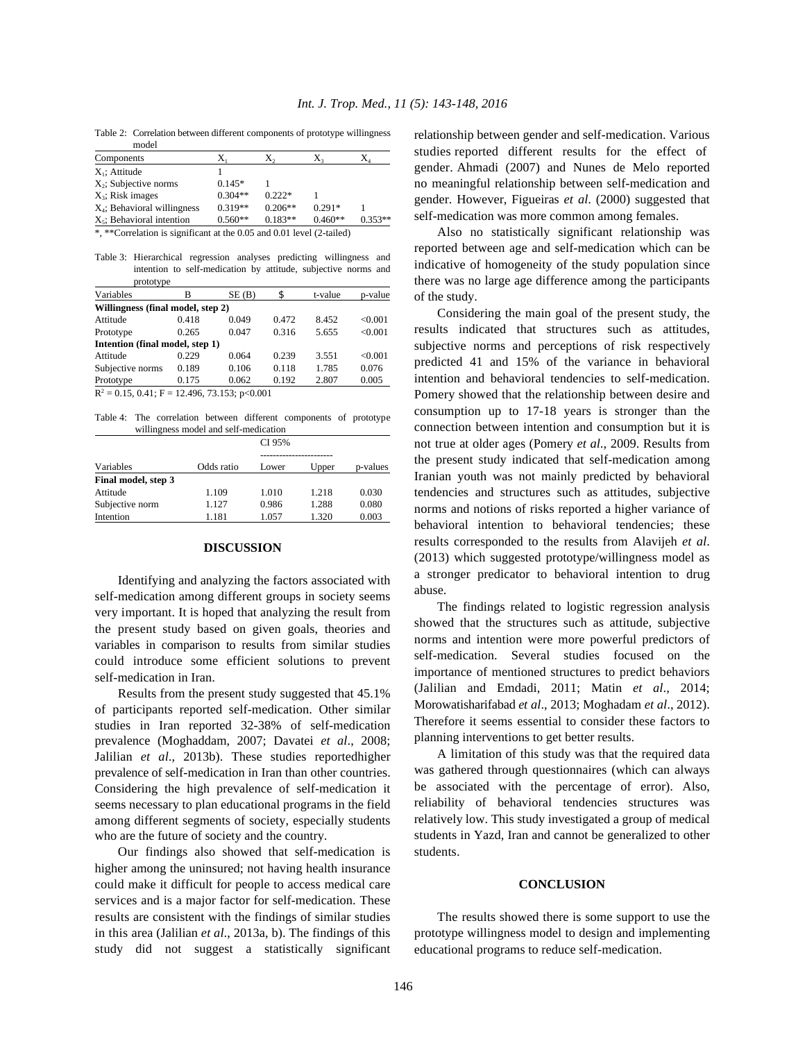Table 2: Correlation between different components of prototype willingness model

| Components | $X_1$ | $X_2$ | $X_3$ | $X_4$ |
|---|---|---|---|---|
| $X_1$; Attitude | 1 | | | |
| $X_2$; Subjective norms | 0.145* | 1 | | |
| $X_3$; Risk images | 0.304** | 0.222* | 1 | |
| $X_4$; Behavioral willingness | 0.319** | 0.206** | 0.291* | 1 |
| $X_5$; Behavioral intention | 0.560** | 0.183** | 0.460** | 0.353** |

*, **Correlation is significant at the 0.05 and 0.01 level (2-tailed)

Table 3: Hierarchical regression analyses predicting willingness and intention to self-medication by attitude, subjective norms and prototype

| Variables | B | SE (B) | \$ | t-value | p-value |
|---|---|---|---|---|---|
| **Willingness (final model, step 2)** | | | | | |
| Attitude | 0.418 | 0.049 | 0.472 | 8.452 | <0.001 |
| Prototype | 0.265 | 0.047 | 0.316 | 5.655 | <0.001 |
| **Intention (final model, step 1)** | | | | | |
| Attitude | 0.229 | 0.064 | 0.239 | 3.551 | <0.001 |
| Subjective norms | 0.189 | 0.106 | 0.118 | 1.785 | 0.076 |
| Prototype | 0.175 | 0.062 | 0.192 | 2.807 | 0.005 |

$R^2$ = 0.15, 0.41; F = 12.496, 73.153; p<0.001

Table 4: The correlation between different components of prototype willingness model and self-medication

| | | CI 95% | | |
|---|---|---|---|---|
| Variables | Odds ratio | Lower | Upper | p-values |
| **Final model, step 3** | | | | |
| Attitude | 1.109 | 1.010 | 1.218 | 0.030 |
| Subjective norm | 1.127 | 0.986 | 1.288 | 0.080 |
| Intention | 1.181 | 1.057 | 1.320 | 0.003 |

## DISCUSSION

Identifying and analyzing the factors associated with self-medication among different groups in society seems very important. It is hoped that analyzing the result from the present study based on given goals, theories and variables in comparison to results from similar studies could introduce some efficient solutions to prevent self-medication in Iran.

Results from the present study suggested that 45.1% of participants reported self-medication. Other similar studies in Iran reported 32-38% of self-medication prevalence (Moghaddam, 2007; Davatei *et al*., 2008; Jalilian *et al*., 2013b). These studies reportedhigher prevalence of self-medication in Iran than other countries. Considering the high prevalence of self-medication it seems necessary to plan educational programs in the field among different segments of society, especially students who are the future of society and the country.

Our findings also showed that self-medication is higher among the uninsured; not having health insurance could make it difficult for people to access medical care services and is a major factor for self-medication. These results are consistent with the findings of similar studies in this area (Jalilian *et al*., 2013a, b). The findings of this study did not suggest a statistically significant relationship between gender and self-medication. Various studies reported different results for the effect of gender. Ahmadi (2007) and Nunes de Melo reported no meaningful relationship between self-medication and gender. However, Figueiras *et al*. (2000) suggested that self-medication was more common among females.

Also no statistically significant relationship was reported between age and self-medication which can be indicative of homogeneity of the study population since there was no large age difference among the participants of the study.

Considering the main goal of the present study, the results indicated that structures such as attitudes, subjective norms and perceptions of risk respectively predicted 41 and 15% of the variance in behavioral intention and behavioral tendencies to self-medication. Pomery showed that the relationship between desire and consumption up to 17-18 years is stronger than the connection between intention and consumption but it is not true at older ages (Pomery *et al*., 2009. Results from the present study indicated that self-medication among Iranian youth was not mainly predicted by behavioral tendencies and structures such as attitudes, subjective norms and notions of risks reported a higher variance of behavioral intention to behavioral tendencies; these results corresponded to the results from Alavijeh *et al*. (2013) which suggested prototype/willingness model as a stronger predicator to behavioral intention to drug abuse.

The findings related to logistic regression analysis showed that the structures such as attitude, subjective norms and intention were more powerful predictors of self-medication. Several studies focused on the importance of mentioned structures to predict behaviors (Jalilian and Emdadi, 2011; Matin *et al*., 2014; Morowatisharifabad *et al*., 2013; Moghadam *et al*., 2012). Therefore it seems essential to consider these factors to planning interventions to get better results.

A limitation of this study was that the required data was gathered through questionnaires (which can always be associated with the percentage of error). Also, reliability of behavioral tendencies structures was relatively low. This study investigated a group of medical students in Yazd, Iran and cannot be generalized to other students.

## CONCLUSION

The results showed there is some support to use the prototype willingness model to design and implementing educational programs to reduce self-medication.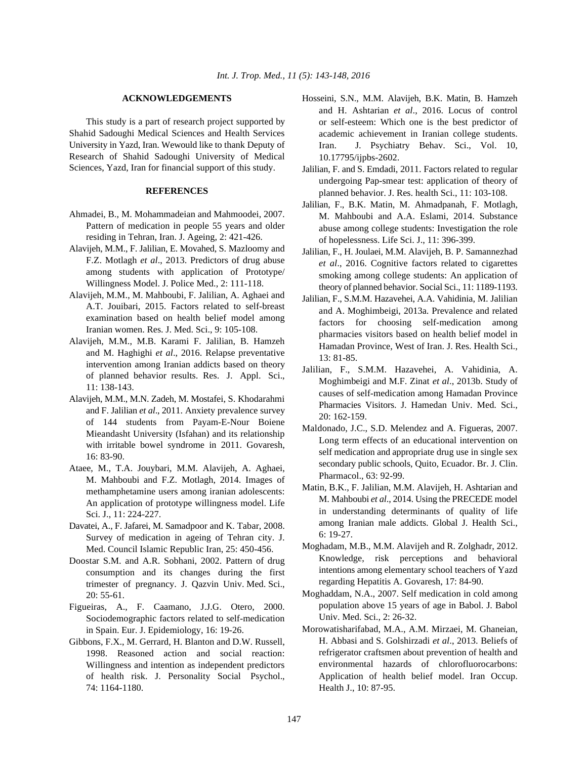## ACKNOWLEDGEMENTS

This study is a part of research project supported by Shahid Sadoughi Medical Sciences and Health Services University in Yazd, Iran. Wewould like to thank Deputy of Research of Shahid Sadoughi University of Medical Sciences, Yazd, Iran for financial support of this study.

## REFERENCES

Ahmadei, B., M. Mohammadeian and Mahmoodei, 2007. Pattern of medication in people 55 years and older residing in Tehran, Iran. J. Ageing, 2: 421-426.

Alavijeh, M.M., F. Jalilian, E. Movahed, S. Mazloomy and F.Z. Motlagh *et al*., 2013. Predictors of drug abuse among students with application of Prototype/ Willingness Model. J. Police Med., 2: 111-118.

Alavijeh, M.M., M. Mahboubi, F. Jalilian, A. Aghaei and A.T. Jouibari, 2015. Factors related to self-breast examination based on health belief model among Iranian women. Res. J. Med. Sci., 9: 105-108.

Alavijeh, M.M., M.B. Karami F. Jalilian, B. Hamzeh and M. Haghighi *et al*., 2016. Relapse preventative intervention among Iranian addicts based on theory of planned behavior results. Res. J. Appl. Sci., 11: 138-143.

Alavijeh, M.M., M.N. Zadeh, M. Mostafei, S. Khodarahmi and F. Jalilian *et al*., 2011. Anxiety prevalence survey of 144 students from Payam-E-Nour Boiene Mieandasht University (Isfahan) and its relationship with irritable bowel syndrome in 2011. Govaresh, 16: 83-90.

Ataee, M., T.A. Jouybari, M.M. Alavijeh, A. Aghaei, M. Mahboubi and F.Z. Motlagh, 2014. Images of methamphetamine users among iranian adolescents: An application of prototype willingness model. Life Sci. J., 11: 224-227.

Davatei, A., F. Jafarei, M. Samadpoor and K. Tabar, 2008. Survey of medication in ageing of Tehran city. J. Med. Council Islamic Republic Iran, 25: 450-456.

Doostar S.M. and A.R. Sobhani, 2002. Pattern of drug consumption and its changes during the first trimester of pregnancy. J. Qazvin Univ. Med. Sci., 20: 55-61.

Figueiras, A., F. Caamano, J.J.G. Otero, 2000. Sociodemographic factors related to self-medication in Spain. Eur. J. Epidemiology, 16: 19-26.

Gibbons, F.X., M. Gerrard, H. Blanton and D.W. Russell, 1998. Reasoned action and social reaction: Willingness and intention as independent predictors of health risk. J. Personality Social Psychol., 74: 1164-1180.

Hosseini, S.N., M.M. Alavijeh, B.K. Matin, B. Hamzeh and H. Ashtarian *et al*., 2016. Locus of control or self-esteem: Which one is the best predictor of academic achievement in Iranian college students. Iran. J. Psychiatry Behav. Sci., Vol. 10, 10.17795/ijpbs-2602.

Jalilian, F. and S. Emdadi, 2011. Factors related to regular undergoing Pap-smear test: application of theory of planned behavior. J. Res. health Sci., 11: 103-108.

Jalilian, F., B.K. Matin, M. Ahmadpanah, F. Motlagh, M. Mahboubi and A.A. Eslami, 2014. Substance abuse among college students: Investigation the role of hopelessness. Life Sci. J., 11: 396-399.

Jalilian, F., H. Joulaei, M.M. Alavijeh, B. P. Samannezhad *et al*., 2016. Cognitive factors related to cigarettes smoking among college students: An application of theory of planned behavior. Social Sci., 11: 1189-1193.

Jalilian, F., S.M.M. Hazavehei, A.A. Vahidinia, M. Jalilian and A. Moghimbeigi, 2013a. Prevalence and related factors for choosing self-medication among pharmacies visitors based on health belief model in Hamadan Province, West of Iran. J. Res. Health Sci., 13: 81-85.

Jalilian, F., S.M.M. Hazavehei, A. Vahidinia, A. Moghimbeigi and M.F. Zinat *et al*., 2013b. Study of causes of self-medication among Hamadan Province Pharmacies Visitors. J. Hamedan Univ. Med. Sci., 20: 162-159.

Maldonado, J.C., S.D. Melendez and A. Figueras, 2007. Long term effects of an educational intervention on self medication and appropriate drug use in single sex secondary public schools, Quito, Ecuador. Br. J. Clin. Pharmacol., 63: 92-99.

Matin, B.K., F. Jalilian, M.M. Alavijeh, H. Ashtarian and M. Mahboubi *et al*., 2014. Using the PRECEDE model in understanding determinants of quality of life among Iranian male addicts. Global J. Health Sci., 6: 19-27.

Moghadam, M.B., M.M. Alavijeh and R. Zolghadr, 2012. Knowledge, risk perceptions and behavioral intentions among elementary school teachers of Yazd regarding Hepatitis A. Govaresh, 17: 84-90.

Moghaddam, N.A., 2007. Self medication in cold among population above 15 years of age in Babol. J. Babol Univ. Med. Sci., 2: 26-32.

Morowatisharifabad, M.A., A.M. Mirzaei, M. Ghaneian, H. Abbasi and S. Golshirzadi *et al*., 2013. Beliefs of refrigerator craftsmen about prevention of health and environmental hazards of chlorofluorocarbons: Application of health belief model. Iran Occup. Health J., 10: 87-95.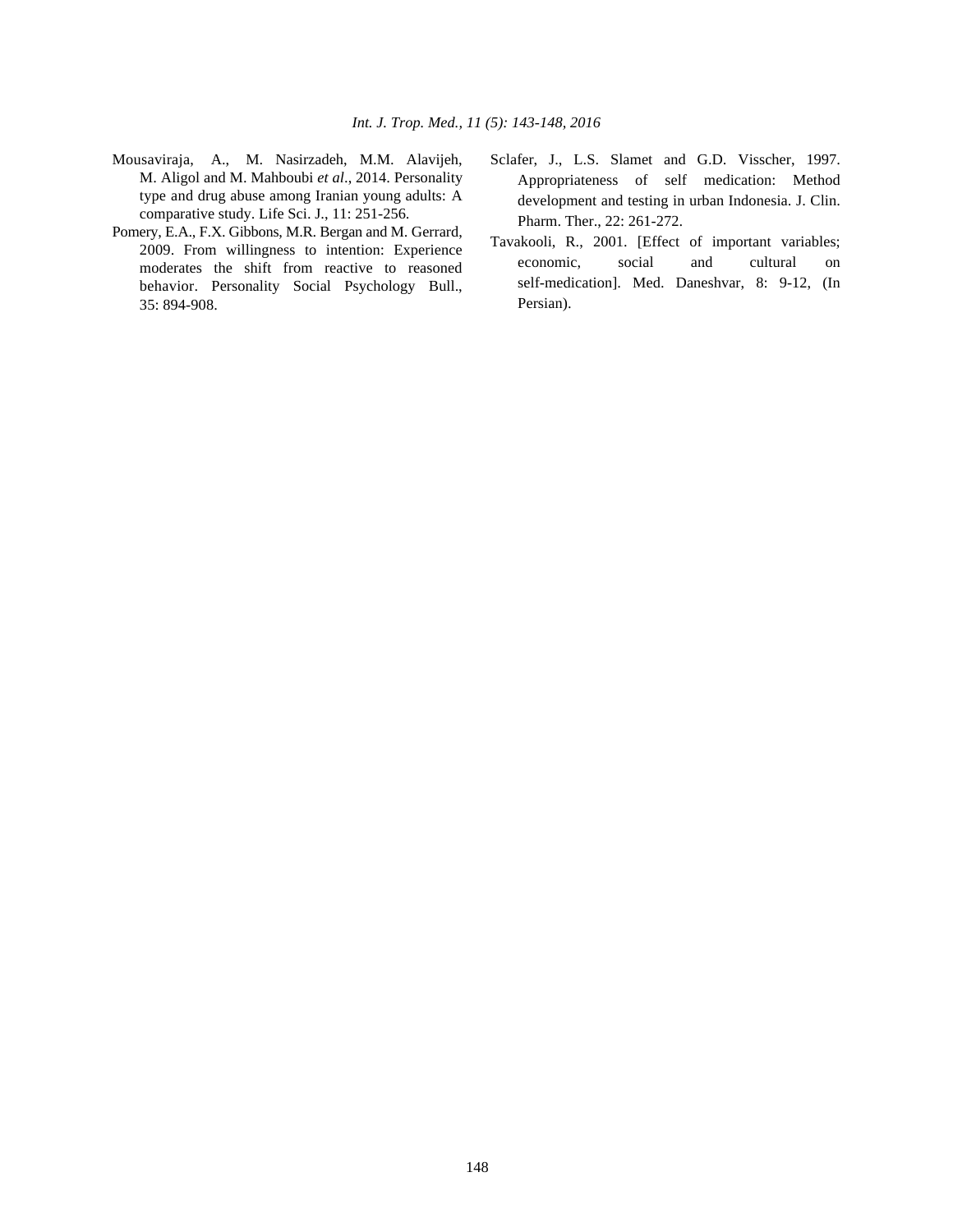Mousaviraja, A., M. Nasirzadeh, M.M. Alavijeh, M. Aligol and M. Mahboubi *et al*., 2014. Personality type and drug abuse among Iranian young adults: A comparative study. Life Sci. J., 11: 251-256.

Pomery, E.A., F.X. Gibbons, M.R. Bergan and M. Gerrard, 2009. From willingness to intention: Experience moderates the shift from reactive to reasoned behavior. Personality Social Psychology Bull., 35: 894-908.

Sclafer, J., L.S. Slamet and G.D. Visscher, 1997. Appropriateness of self medication: Method development and testing in urban Indonesia. J. Clin. Pharm. Ther., 22: 261-272.

Tavakooli, R., 2001. [Effect of important variables; economic, social and cultural on self-medication]. Med. Daneshvar, 8: 9-12, (In Persian).